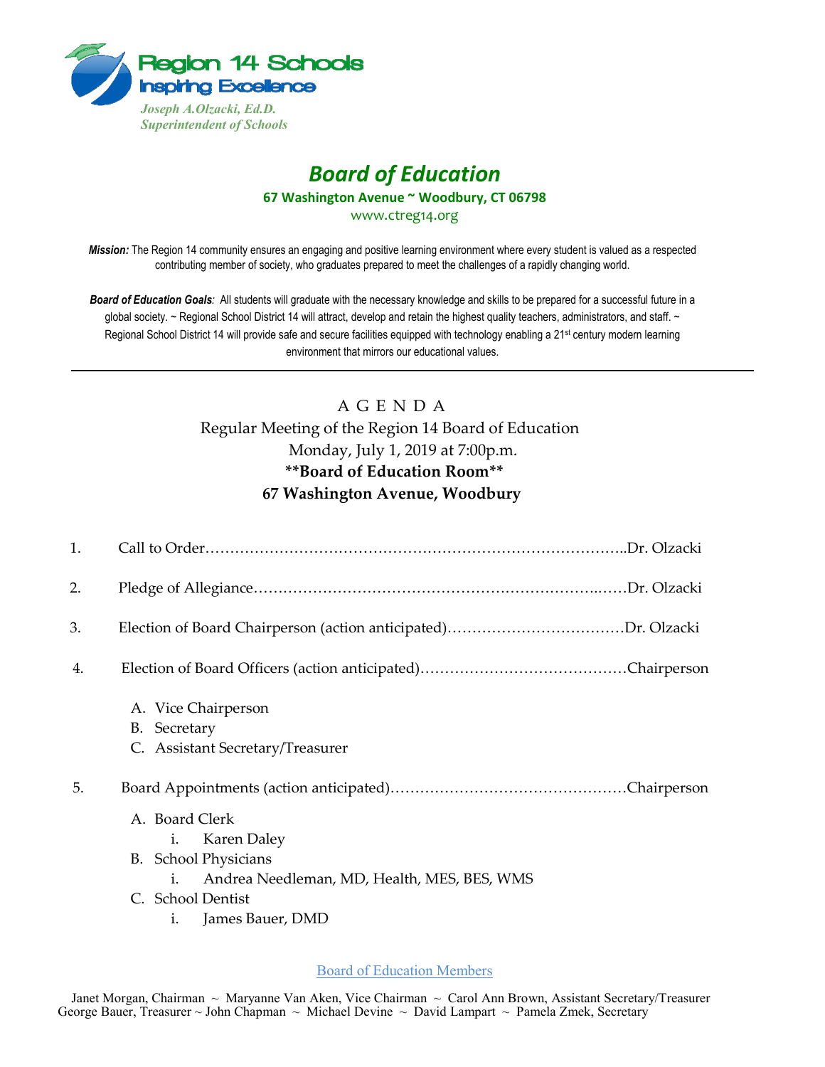Region 14 Schools
Inspiring Excellence

*Joseph A.Olzacki, Ed.D.*
*Superintendent of Schools*

# *Board of Education*

**67 Washington Avenue ~ Woodbury, CT 06798**

www.ctreg14.org

***Mission:*** The Region 14 community ensures an engaging and positive learning environment where every student is valued as a respected contributing member of society, who graduates prepared to meet the challenges of a rapidly changing world.

***Board of Education Goals**:* All students will graduate with the necessary knowledge and skills to be prepared for a successful future in a global society. ~ Regional School District 14 will attract, develop and retain the highest quality teachers, administrators, and staff. ~ Regional School District 14 will provide safe and secure facilities equipped with technology enabling a 21st century modern learning environment that mirrors our educational values.

---

## A G E N D A

Regular Meeting of the Region 14 Board of Education
Monday, July 1, 2019 at 7:00p.m.
**\*\*Board of Education Room\*\***
**67 Washington Avenue, Woodbury**

1. Call to Order……………………………………………………………………..Dr. Olzacki
2. Pledge of Allegiance…………………………………………………………..……Dr. Olzacki
3. Election of Board Chairperson (action anticipated)………………………………Dr. Olzacki
4. Election of Board Officers (action anticipated)……………………………………Chairperson
   - A. Vice Chairperson
   - B. Secretary
   - C. Assistant Secretary/Treasurer
5. Board Appointments (action anticipated)…………………………………………Chairperson
   - A. Board Clerk
     - i. Karen Daley
   - B. School Physicians
     - i. Andrea Needleman, MD, Health, MES, BES, WMS
   - C. School Dentist
     - i. James Bauer, DMD

Board of Education Members

Janet Morgan, Chairman ~ Maryanne Van Aken, Vice Chairman ~ Carol Ann Brown, Assistant Secretary/Treasurer
George Bauer, Treasurer ~ John Chapman ~ Michael Devine ~ David Lampart ~ Pamela Zmek, Secretary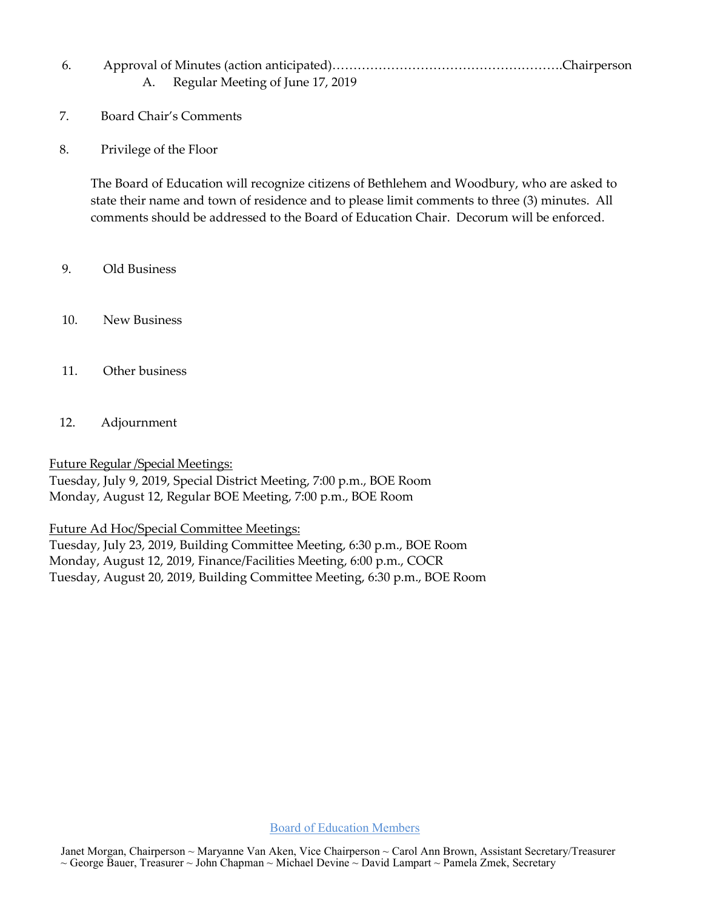6. Approval of Minutes (action anticipated)……………………………………………….Chairperson
   A. Regular Meeting of June 17, 2019

7. Board Chair's Comments

8. Privilege of the Floor

   The Board of Education will recognize citizens of Bethlehem and Woodbury, who are asked to state their name and town of residence and to please limit comments to three (3) minutes. All comments should be addressed to the Board of Education Chair. Decorum will be enforced.

9. Old Business

10. New Business

11. Other business

12. Adjournment

Future Regular /Special Meetings:
Tuesday, July 9, 2019, Special District Meeting, 7:00 p.m., BOE Room
Monday, August 12, Regular BOE Meeting, 7:00 p.m., BOE Room

Future Ad Hoc/Special Committee Meetings:
Tuesday, July 23, 2019, Building Committee Meeting, 6:30 p.m., BOE Room
Monday, August 12, 2019, Finance/Facilities Meeting, 6:00 p.m., COCR
Tuesday, August 20, 2019, Building Committee Meeting, 6:30 p.m., BOE Room

Board of Education Members

Janet Morgan, Chairperson ~ Maryanne Van Aken, Vice Chairperson ~ Carol Ann Brown, Assistant Secretary/Treasurer ~ George Bauer, Treasurer ~ John Chapman ~ Michael Devine ~ David Lampart ~ Pamela Zmek, Secretary